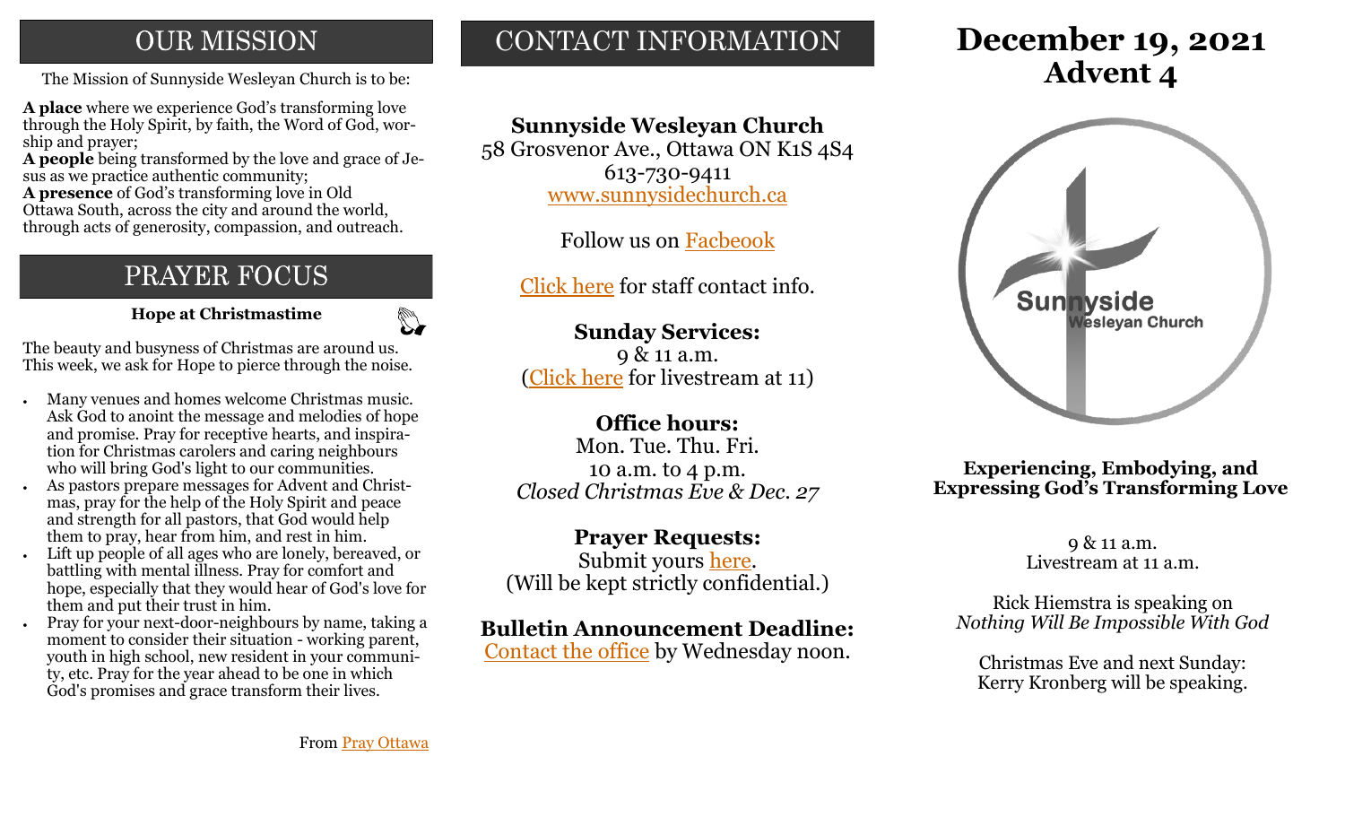## OUR MISSION

The Mission of Sunnyside Wesleyan Church is to be:

**A place** where we experience God's transforming love through the Holy Spirit, by faith, the Word of God, worship and prayer;
**A people** being transformed by the love and grace of Jesus as we practice authentic community;
**A presence** of God's transforming love in Old Ottawa South, across the city and around the world, through acts of generosity, compassion, and outreach.

## PRAYER FOCUS

**Hope at Christmastime**

The beauty and busyness of Christmas are around us. This week, we ask for Hope to pierce through the noise.

- Many venues and homes welcome Christmas music. Ask God to anoint the message and melodies of hope and promise. Pray for receptive hearts, and inspiration for Christmas carolers and caring neighbours who will bring God's light to our communities.
- As pastors prepare messages for Advent and Christmas, pray for the help of the Holy Spirit and peace and strength for all pastors, that God would help them to pray, hear from him, and rest in him.
- Lift up people of all ages who are lonely, bereaved, or battling with mental illness. Pray for comfort and hope, especially that they would hear of God's love for them and put their trust in him.
- Pray for your next-door-neighbours by name, taking a moment to consider their situation - working parent, youth in high school, new resident in your community, etc. Pray for the year ahead to be one in which God's promises and grace transform their lives.

From Pray Ottawa

## CONTACT INFORMATION

**Sunnyside Wesleyan Church**
58 Grosvenor Ave., Ottawa ON K1S 4S4
613-730-9411
www.sunnysidechurch.ca

Follow us on Facbeook

Click here for staff contact info.

**Sunday Services:**
9 & 11 a.m.
(Click here for livestream at 11)

**Office hours:**
Mon. Tue. Thu. Fri.
10 a.m. to 4 p.m.
*Closed Christmas Eve & Dec. 27*

**Prayer Requests:**
Submit yours here.
(Will be kept strictly confidential.)

**Bulletin Announcement Deadline:**
Contact the office by Wednesday noon.

# December 19, 2021
# Advent 4

Sunnyside Wesleyan Church

**Experiencing, Embodying, and Expressing God's Transforming Love**

9 & 11 a.m.
Livestream at 11 a.m.

Rick Hiemstra is speaking on
*Nothing Will Be Impossible With God*

Christmas Eve and next Sunday:
Kerry Kronberg will be speaking.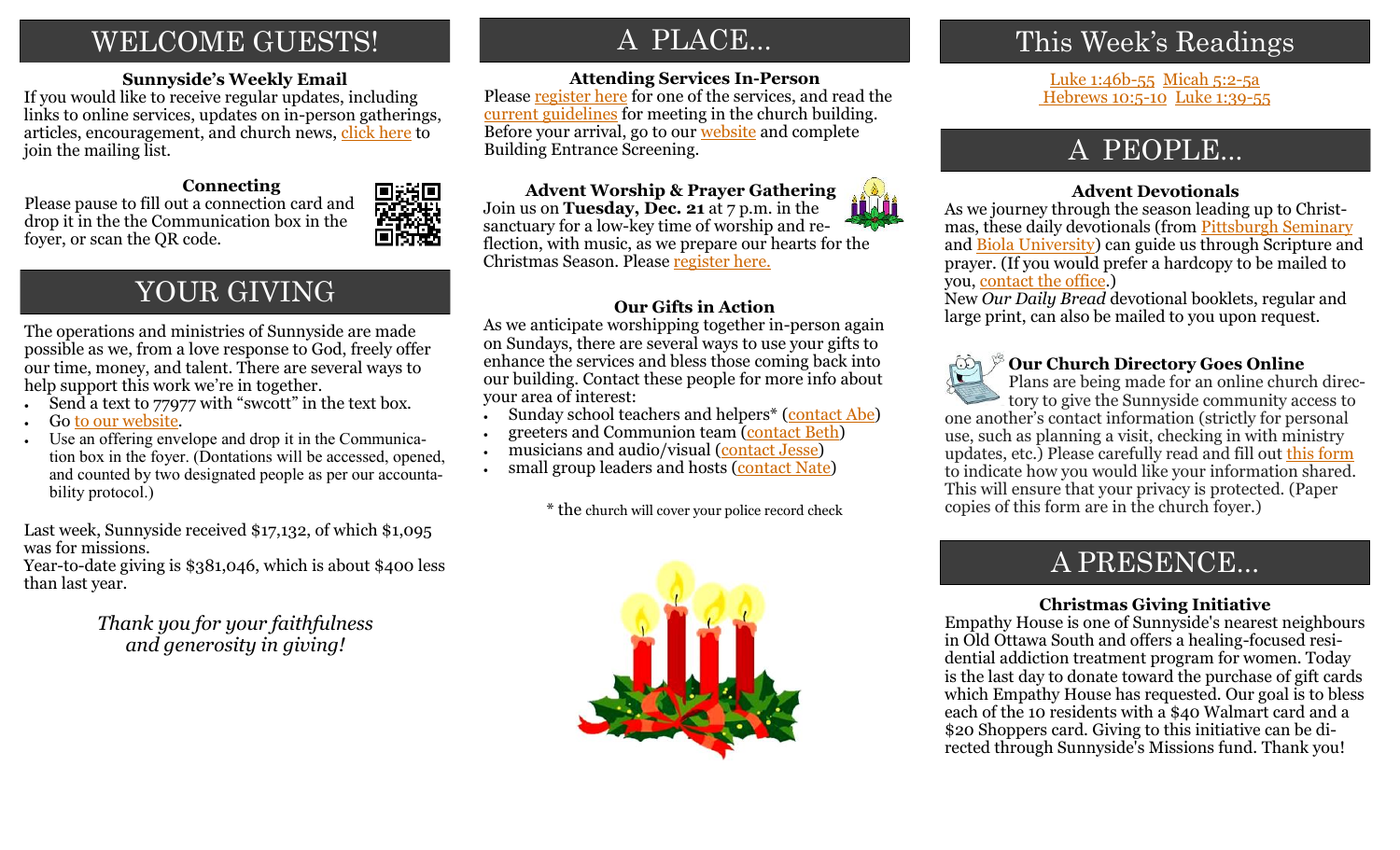# WELCOME GUESTS!

**Sunnyside's Weekly Email**

If you would like to receive regular updates, including links to online services, updates on in-person gatherings, articles, encouragement, and church news, click here to join the mailing list.

**Connecting**

Please pause to fill out a connection card and drop it in the the Communication box in the foyer, or scan the QR code.

# YOUR GIVING

The operations and ministries of Sunnyside are made possible as we, from a love response to God, freely offer our time, money, and talent. There are several ways to help support this work we're in together.

- Send a text to 77977 with "swcott" in the text box.
- Go to our website.
- Use an offering envelope and drop it in the Communication box in the foyer. (Dontations will be accessed, opened, and counted by two designated people as per our accountability protocol.)

Last week, Sunnyside received $17,132, of which $1,095 was for missions.
Year-to-date giving is $381,046, which is about $400 less than last year.

*Thank you for your faithfulness and generosity in giving!*

# A PLACE...

**Attending Services In-Person**

Please register here for one of the services, and read the current guidelines for meeting in the church building. Before your arrival, go to our website and complete Building Entrance Screening.

**Advent Worship & Prayer Gathering**

Join us on **Tuesday, Dec. 21** at 7 p.m. in the sanctuary for a low-key time of worship and reflection, with music, as we prepare our hearts for the Christmas Season. Please register here.

**Our Gifts in Action**

As we anticipate worshipping together in-person again on Sundays, there are several ways to use your gifts to enhance the services and bless those coming back into our building. Contact these people for more info about your area of interest:

- Sunday school teachers and helpers* (contact Abe)
- greeters and Communion team (contact Beth)
- musicians and audio/visual (contact Jesse)
- small group leaders and hosts (contact Nate)

\* the church will cover your police record check

# This Week's Readings

Luke 1:46b-55 Micah 5:2-5a
Hebrews 10:5-10 Luke 1:39-55

# A PEOPLE...

**Advent Devotionals**

As we journey through the season leading up to Christmas, these daily devotionals (from Pittsburgh Seminary and Biola University) can guide us through Scripture and prayer. (If you would prefer a hardcopy to be mailed to you, contact the office.)
New *Our Daily Bread* devotional booklets, regular and large print, can also be mailed to you upon request.

**Our Church Directory Goes Online**

Plans are being made for an online church directory to give the Sunnyside community access to one another's contact information (strictly for personal use, such as planning a visit, checking in with ministry updates, etc.) Please carefully read and fill out this form to indicate how you would like your information shared. This will ensure that your privacy is protected. (Paper copies of this form are in the church foyer.)

# A PRESENCE...

**Christmas Giving Initiative**

Empathy House is one of Sunnyside's nearest neighbours in Old Ottawa South and offers a healing-focused residential addiction treatment program for women. Today is the last day to donate toward the purchase of gift cards which Empathy House has requested. Our goal is to bless each of the 10 residents with a $40 Walmart card and a $20 Shoppers card. Giving to this initiative can be directed through Sunnyside's Missions fund. Thank you!